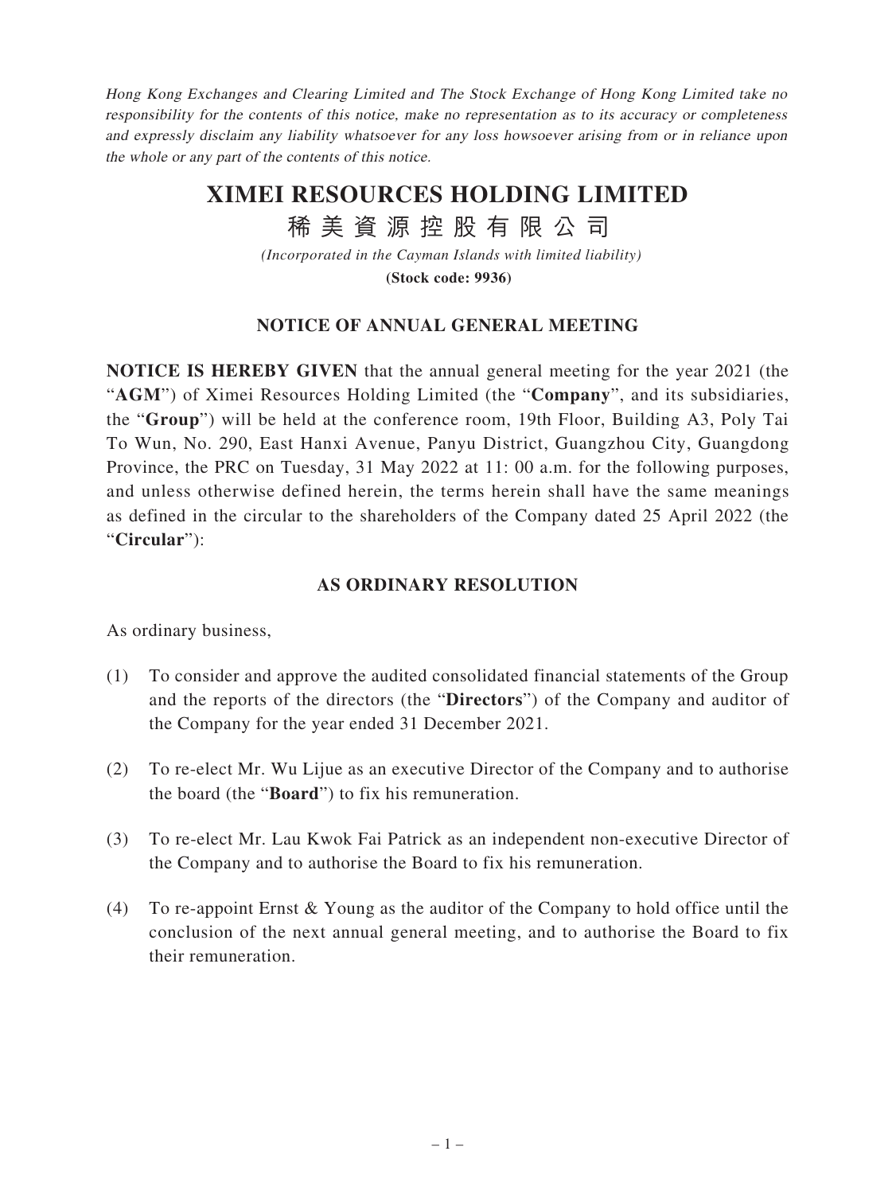*Hong Kong Exchanges and Clearing Limited and The Stock Exchange of Hong Kong Limited take no responsibility for the contents of this notice, make no representation as to its accuracy or completeness and expressly disclaim any liability whatsoever for any loss howsoever arising from or in reliance upon the whole or any part of the contents of this notice.*

# XIMEI RESOURCES HOLDING LIMITED

# 稀美資源控股有限公司

*(Incorporated in the Cayman Islands with limited liability)*

**(Stock code: 9936)**

## NOTICE OF ANNUAL GENERAL MEETING

**NOTICE IS HEREBY GIVEN** that the annual general meeting for the year 2021 (the "**AGM**") of Ximei Resources Holding Limited (the "**Company**", and its subsidiaries, the "**Group**") will be held at the conference room, 19th Floor, Building A3, Poly Tai To Wun, No. 290, East Hanxi Avenue, Panyu District, Guangzhou City, Guangdong Province, the PRC on Tuesday, 31 May 2022 at 11: 00 a.m. for the following purposes, and unless otherwise defined herein, the terms herein shall have the same meanings as defined in the circular to the shareholders of the Company dated 25 April 2022 (the "**Circular**"):

## AS ORDINARY RESOLUTION

As ordinary business,

(1) To consider and approve the audited consolidated financial statements of the Group and the reports of the directors (the "**Directors**") of the Company and auditor of the Company for the year ended 31 December 2021.

(2) To re-elect Mr. Wu Lijue as an executive Director of the Company and to authorise the board (the "**Board**") to fix his remuneration.

(3) To re-elect Mr. Lau Kwok Fai Patrick as an independent non-executive Director of the Company and to authorise the Board to fix his remuneration.

(4) To re-appoint Ernst & Young as the auditor of the Company to hold office until the conclusion of the next annual general meeting, and to authorise the Board to fix their remuneration.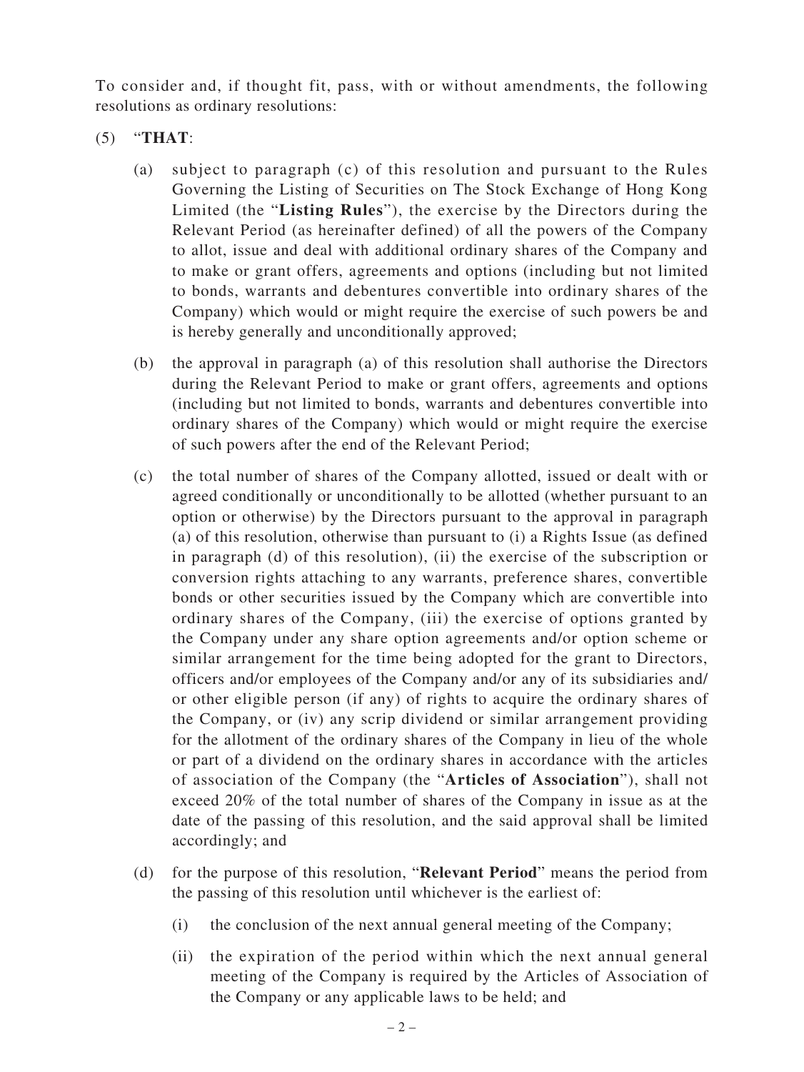To consider and, if thought fit, pass, with or without amendments, the following resolutions as ordinary resolutions:

(5) "**THAT**:

(a) subject to paragraph (c) of this resolution and pursuant to the Rules Governing the Listing of Securities on The Stock Exchange of Hong Kong Limited (the "**Listing Rules**"), the exercise by the Directors during the Relevant Period (as hereinafter defined) of all the powers of the Company to allot, issue and deal with additional ordinary shares of the Company and to make or grant offers, agreements and options (including but not limited to bonds, warrants and debentures convertible into ordinary shares of the Company) which would or might require the exercise of such powers be and is hereby generally and unconditionally approved;

(b) the approval in paragraph (a) of this resolution shall authorise the Directors during the Relevant Period to make or grant offers, agreements and options (including but not limited to bonds, warrants and debentures convertible into ordinary shares of the Company) which would or might require the exercise of such powers after the end of the Relevant Period;

(c) the total number of shares of the Company allotted, issued or dealt with or agreed conditionally or unconditionally to be allotted (whether pursuant to an option or otherwise) by the Directors pursuant to the approval in paragraph (a) of this resolution, otherwise than pursuant to (i) a Rights Issue (as defined in paragraph (d) of this resolution), (ii) the exercise of the subscription or conversion rights attaching to any warrants, preference shares, convertible bonds or other securities issued by the Company which are convertible into ordinary shares of the Company, (iii) the exercise of options granted by the Company under any share option agreements and/or option scheme or similar arrangement for the time being adopted for the grant to Directors, officers and/or employees of the Company and/or any of its subsidiaries and/or other eligible person (if any) of rights to acquire the ordinary shares of the Company, or (iv) any scrip dividend or similar arrangement providing for the allotment of the ordinary shares of the Company in lieu of the whole or part of a dividend on the ordinary shares in accordance with the articles of association of the Company (the "**Articles of Association**"), shall not exceed 20% of the total number of shares of the Company in issue as at the date of the passing of this resolution, and the said approval shall be limited accordingly; and

(d) for the purpose of this resolution, "**Relevant Period**" means the period from the passing of this resolution until whichever is the earliest of:

(i) the conclusion of the next annual general meeting of the Company;

(ii) the expiration of the period within which the next annual general meeting of the Company is required by the Articles of Association of the Company or any applicable laws to be held; and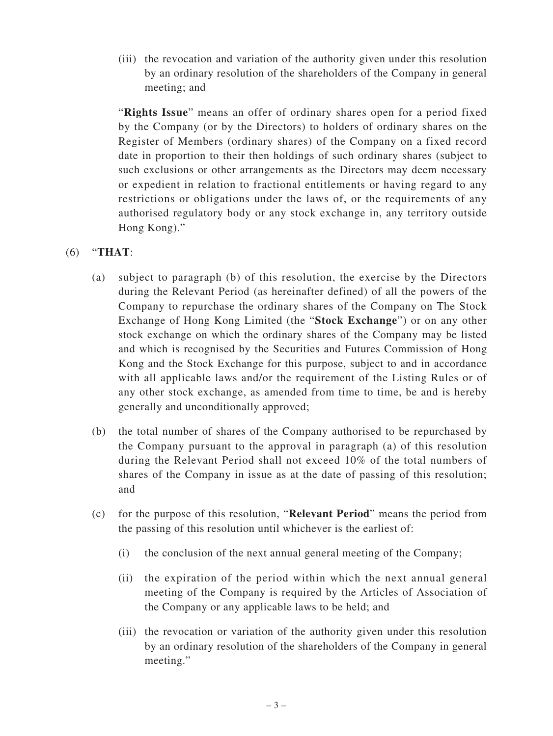(iii) the revocation and variation of the authority given under this resolution by an ordinary resolution of the shareholders of the Company in general meeting; and

"**Rights Issue**" means an offer of ordinary shares open for a period fixed by the Company (or by the Directors) to holders of ordinary shares on the Register of Members (ordinary shares) of the Company on a fixed record date in proportion to their then holdings of such ordinary shares (subject to such exclusions or other arrangements as the Directors may deem necessary or expedient in relation to fractional entitlements or having regard to any restrictions or obligations under the laws of, or the requirements of any authorised regulatory body or any stock exchange in, any territory outside Hong Kong)."

(6) "**THAT**:

(a) subject to paragraph (b) of this resolution, the exercise by the Directors during the Relevant Period (as hereinafter defined) of all the powers of the Company to repurchase the ordinary shares of the Company on The Stock Exchange of Hong Kong Limited (the "**Stock Exchange**") or on any other stock exchange on which the ordinary shares of the Company may be listed and which is recognised by the Securities and Futures Commission of Hong Kong and the Stock Exchange for this purpose, subject to and in accordance with all applicable laws and/or the requirement of the Listing Rules or of any other stock exchange, as amended from time to time, be and is hereby generally and unconditionally approved;

(b) the total number of shares of the Company authorised to be repurchased by the Company pursuant to the approval in paragraph (a) of this resolution during the Relevant Period shall not exceed 10% of the total numbers of shares of the Company in issue as at the date of passing of this resolution; and

(c) for the purpose of this resolution, "**Relevant Period**" means the period from the passing of this resolution until whichever is the earliest of:

(i) the conclusion of the next annual general meeting of the Company;

(ii) the expiration of the period within which the next annual general meeting of the Company is required by the Articles of Association of the Company or any applicable laws to be held; and

(iii) the revocation or variation of the authority given under this resolution by an ordinary resolution of the shareholders of the Company in general meeting."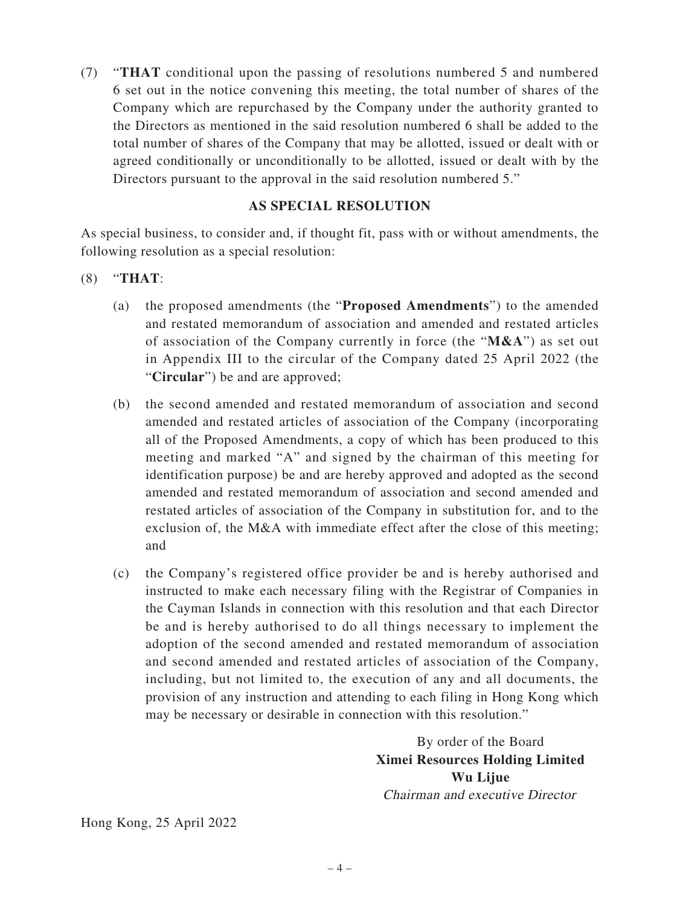(7) "**THAT** conditional upon the passing of resolutions numbered 5 and numbered 6 set out in the notice convening this meeting, the total number of shares of the Company which are repurchased by the Company under the authority granted to the Directors as mentioned in the said resolution numbered 6 shall be added to the total number of shares of the Company that may be allotted, issued or dealt with or agreed conditionally or unconditionally to be allotted, issued or dealt with by the Directors pursuant to the approval in the said resolution numbered 5."

**AS SPECIAL RESOLUTION**

As special business, to consider and, if thought fit, pass with or without amendments, the following resolution as a special resolution:

(8) "**THAT**:

(a) the proposed amendments (the "**Proposed Amendments**") to the amended and restated memorandum of association and amended and restated articles of association of the Company currently in force (the "**M&A**") as set out in Appendix III to the circular of the Company dated 25 April 2022 (the "**Circular**") be and are approved;

(b) the second amended and restated memorandum of association and second amended and restated articles of association of the Company (incorporating all of the Proposed Amendments, a copy of which has been produced to this meeting and marked "A" and signed by the chairman of this meeting for identification purpose) be and are hereby approved and adopted as the second amended and restated memorandum of association and second amended and restated articles of association of the Company in substitution for, and to the exclusion of, the M&A with immediate effect after the close of this meeting; and

(c) the Company's registered office provider be and is hereby authorised and instructed to make each necessary filing with the Registrar of Companies in the Cayman Islands in connection with this resolution and that each Director be and is hereby authorised to do all things necessary to implement the adoption of the second amended and restated memorandum of association and second amended and restated articles of association of the Company, including, but not limited to, the execution of any and all documents, the provision of any instruction and attending to each filing in Hong Kong which may be necessary or desirable in connection with this resolution."

By order of the Board
**Ximei Resources Holding Limited**
**Wu Lijue**
*Chairman and executive Director*

Hong Kong, 25 April 2022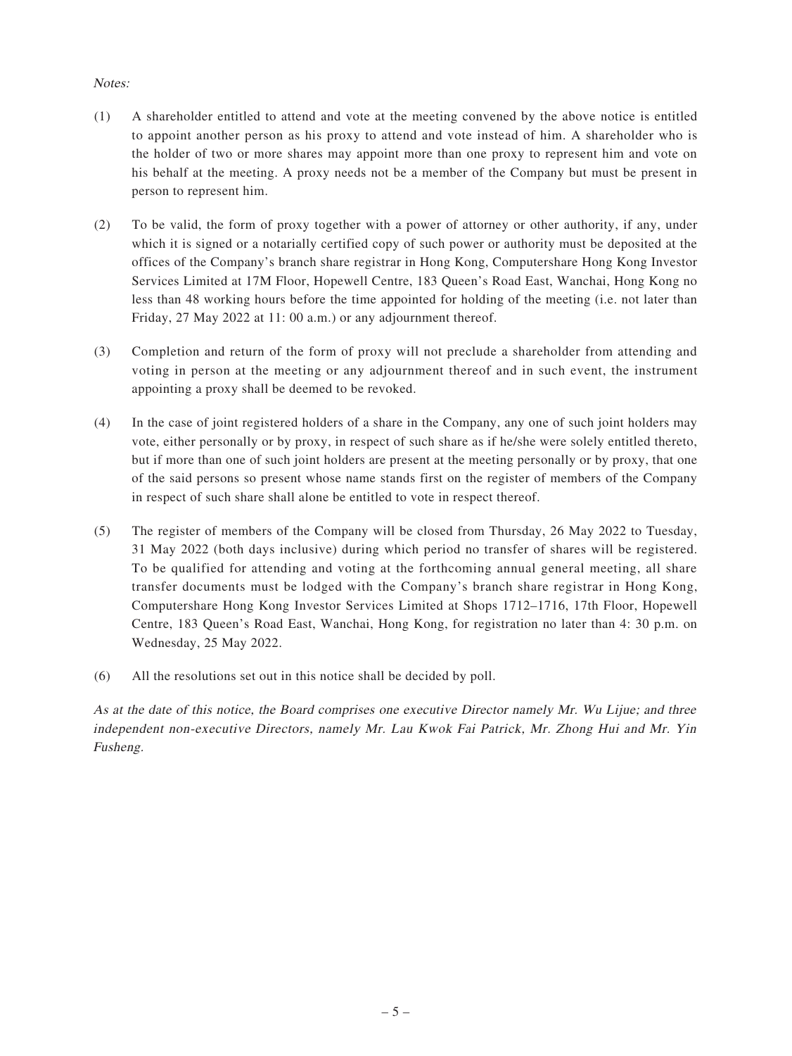*Notes:*

(1) A shareholder entitled to attend and vote at the meeting convened by the above notice is entitled to appoint another person as his proxy to attend and vote instead of him. A shareholder who is the holder of two or more shares may appoint more than one proxy to represent him and vote on his behalf at the meeting. A proxy needs not be a member of the Company but must be present in person to represent him.

(2) To be valid, the form of proxy together with a power of attorney or other authority, if any, under which it is signed or a notarially certified copy of such power or authority must be deposited at the offices of the Company's branch share registrar in Hong Kong, Computershare Hong Kong Investor Services Limited at 17M Floor, Hopewell Centre, 183 Queen's Road East, Wanchai, Hong Kong no less than 48 working hours before the time appointed for holding of the meeting (i.e. not later than Friday, 27 May 2022 at 11: 00 a.m.) or any adjournment thereof.

(3) Completion and return of the form of proxy will not preclude a shareholder from attending and voting in person at the meeting or any adjournment thereof and in such event, the instrument appointing a proxy shall be deemed to be revoked.

(4) In the case of joint registered holders of a share in the Company, any one of such joint holders may vote, either personally or by proxy, in respect of such share as if he/she were solely entitled thereto, but if more than one of such joint holders are present at the meeting personally or by proxy, that one of the said persons so present whose name stands first on the register of members of the Company in respect of such share shall alone be entitled to vote in respect thereof.

(5) The register of members of the Company will be closed from Thursday, 26 May 2022 to Tuesday, 31 May 2022 (both days inclusive) during which period no transfer of shares will be registered. To be qualified for attending and voting at the forthcoming annual general meeting, all share transfer documents must be lodged with the Company's branch share registrar in Hong Kong, Computershare Hong Kong Investor Services Limited at Shops 1712–1716, 17th Floor, Hopewell Centre, 183 Queen's Road East, Wanchai, Hong Kong, for registration no later than 4: 30 p.m. on Wednesday, 25 May 2022.

(6) All the resolutions set out in this notice shall be decided by poll.

*As at the date of this notice, the Board comprises one executive Director namely Mr. Wu Lijue; and three independent non-executive Directors, namely Mr. Lau Kwok Fai Patrick, Mr. Zhong Hui and Mr. Yin Fusheng.*